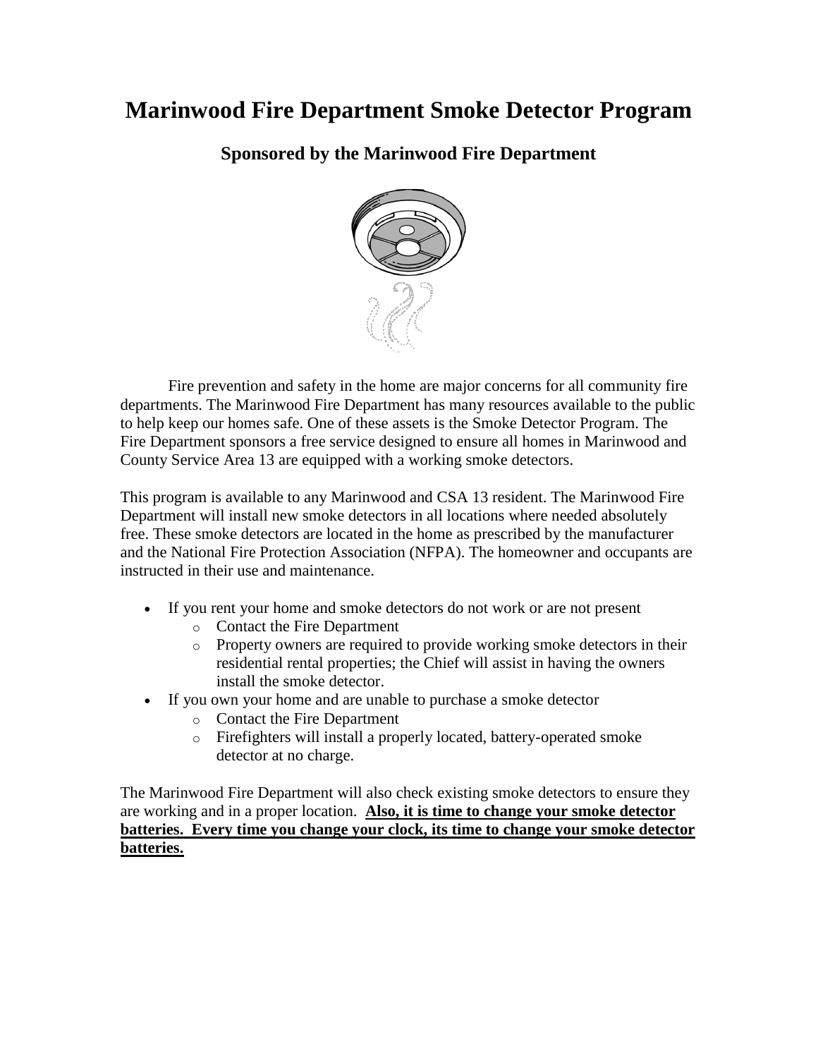# Marinwood Fire Department Smoke Detector Program

## Sponsored by the Marinwood Fire Department

Fire prevention and safety in the home are major concerns for all community fire departments. The Marinwood Fire Department has many resources available to the public to help keep our homes safe. One of these assets is the Smoke Detector Program. The Fire Department sponsors a free service designed to ensure all homes in Marinwood and County Service Area 13 are equipped with a working smoke detectors.

This program is available to any Marinwood and CSA 13 resident. The Marinwood Fire Department will install new smoke detectors in all locations where needed absolutely free. These smoke detectors are located in the home as prescribed by the manufacturer and the National Fire Protection Association (NFPA). The homeowner and occupants are instructed in their use and maintenance.

- If you rent your home and smoke detectors do not work or are not present
  - Contact the Fire Department
  - Property owners are required to provide working smoke detectors in their residential rental properties; the Chief will assist in having the owners install the smoke detector.
- If you own your home and are unable to purchase a smoke detector
  - Contact the Fire Department
  - Firefighters will install a properly located, battery-operated smoke detector at no charge.

The Marinwood Fire Department will also check existing smoke detectors to ensure they are working and in a proper location. **Also, it is time to change your smoke detector batteries. Every time you change your clock, its time to change your smoke detector batteries.**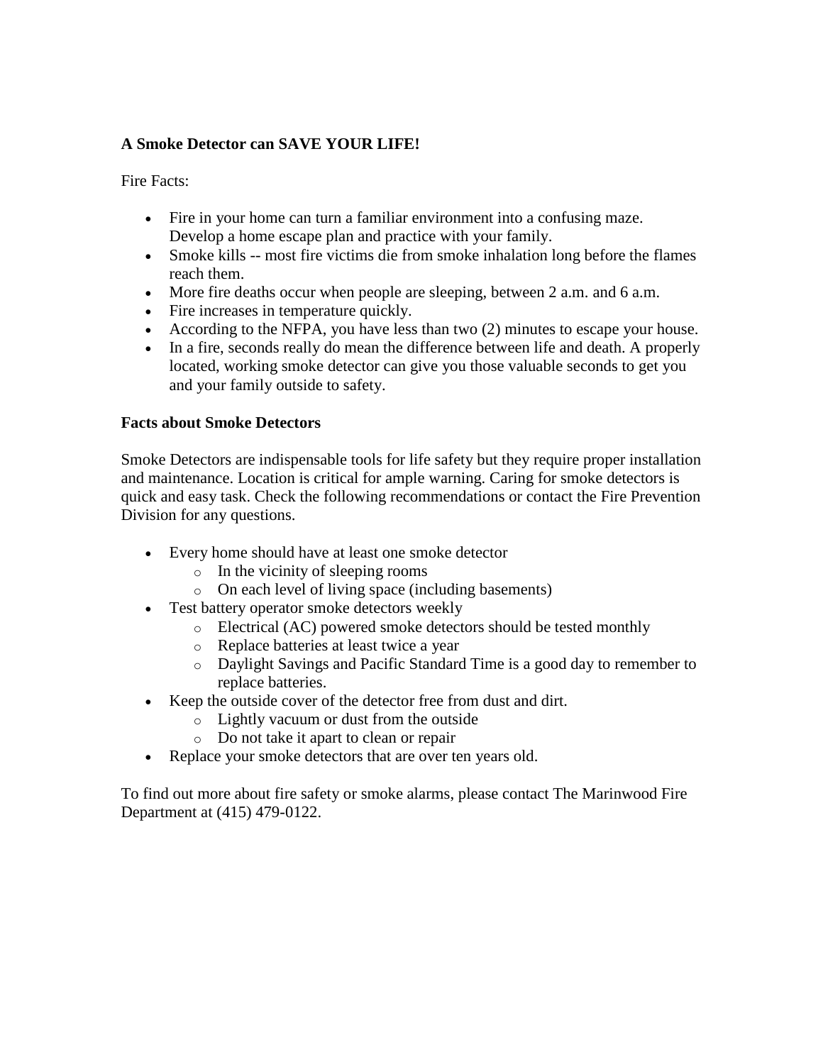**A Smoke Detector can SAVE YOUR LIFE!**

Fire Facts:

- Fire in your home can turn a familiar environment into a confusing maze. Develop a home escape plan and practice with your family.
- Smoke kills -- most fire victims die from smoke inhalation long before the flames reach them.
- More fire deaths occur when people are sleeping, between 2 a.m. and 6 a.m.
- Fire increases in temperature quickly.
- According to the NFPA, you have less than two (2) minutes to escape your house.
- In a fire, seconds really do mean the difference between life and death. A properly located, working smoke detector can give you those valuable seconds to get you and your family outside to safety.

**Facts about Smoke Detectors**

Smoke Detectors are indispensable tools for life safety but they require proper installation and maintenance. Location is critical for ample warning. Caring for smoke detectors is quick and easy task. Check the following recommendations or contact the Fire Prevention Division for any questions.

- Every home should have at least one smoke detector
  - In the vicinity of sleeping rooms
  - On each level of living space (including basements)
- Test battery operator smoke detectors weekly
  - Electrical (AC) powered smoke detectors should be tested monthly
  - Replace batteries at least twice a year
  - Daylight Savings and Pacific Standard Time is a good day to remember to replace batteries.
- Keep the outside cover of the detector free from dust and dirt.
  - Lightly vacuum or dust from the outside
  - Do not take it apart to clean or repair
- Replace your smoke detectors that are over ten years old.

To find out more about fire safety or smoke alarms, please contact The Marinwood Fire Department at (415) 479-0122.